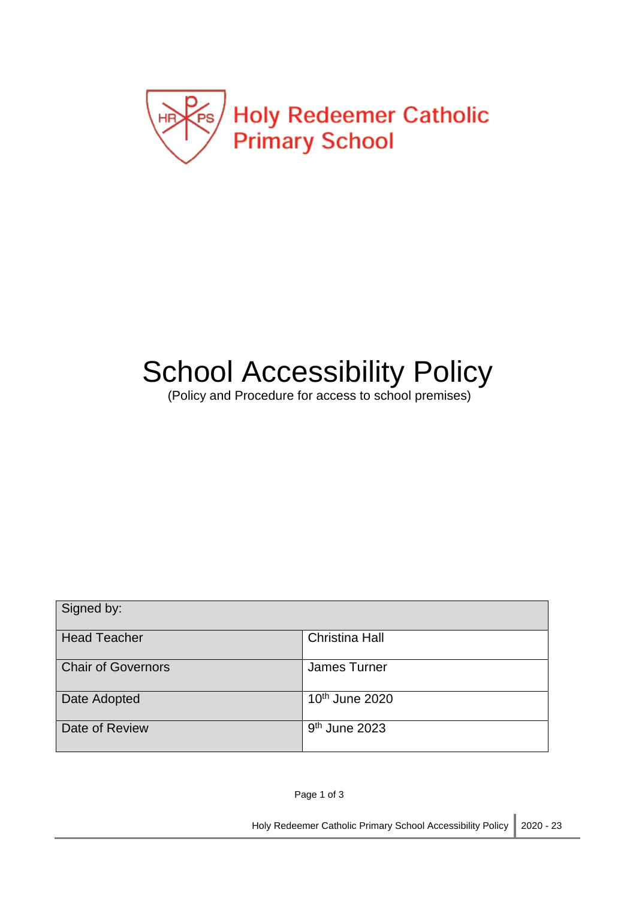# Holy Redeemer Catholic Primary School

# School Accessibility Policy

(Policy and Procedure for access to school premises)

| Signed by: | |
|---|---|
| Head Teacher | Christina Hall |
| Chair of Governors | James Turner |
| Date Adopted | 10th June 2020 |
| Date of Review | 9th June 2023 |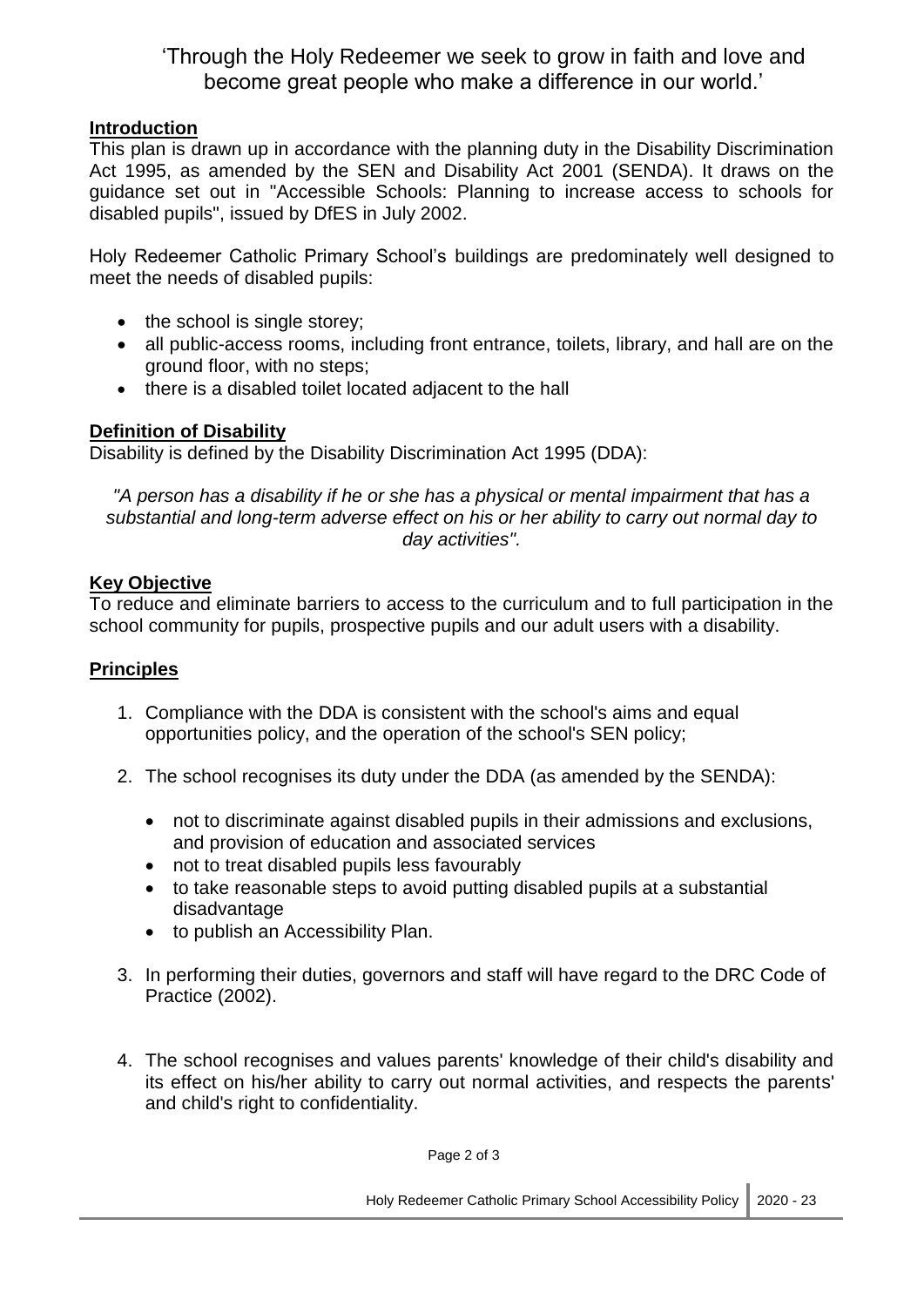'Through the Holy Redeemer we seek to grow in faith and love and become great people who make a difference in our world.'

## Introduction

This plan is drawn up in accordance with the planning duty in the Disability Discrimination Act 1995, as amended by the SEN and Disability Act 2001 (SENDA). It draws on the guidance set out in "Accessible Schools: Planning to increase access to schools for disabled pupils", issued by DfES in July 2002.

Holy Redeemer Catholic Primary School's buildings are predominately well designed to meet the needs of disabled pupils:

- the school is single storey;
- all public-access rooms, including front entrance, toilets, library, and hall are on the ground floor, with no steps;
- there is a disabled toilet located adjacent to the hall

## Definition of Disability

Disability is defined by the Disability Discrimination Act 1995 (DDA):

*"A person has a disability if he or she has a physical or mental impairment that has a substantial and long-term adverse effect on his or her ability to carry out normal day to day activities".*

## Key Objective

To reduce and eliminate barriers to access to the curriculum and to full participation in the school community for pupils, prospective pupils and our adult users with a disability.

## Principles

1. Compliance with the DDA is consistent with the school's aims and equal opportunities policy, and the operation of the school's SEN policy;

2. The school recognises its duty under the DDA (as amended by the SENDA):

   - not to discriminate against disabled pupils in their admissions and exclusions, and provision of education and associated services
   - not to treat disabled pupils less favourably
   - to take reasonable steps to avoid putting disabled pupils at a substantial disadvantage
   - to publish an Accessibility Plan.

3. In performing their duties, governors and staff will have regard to the DRC Code of Practice (2002).

4. The school recognises and values parents' knowledge of their child's disability and its effect on his/her ability to carry out normal activities, and respects the parents' and child's right to confidentiality.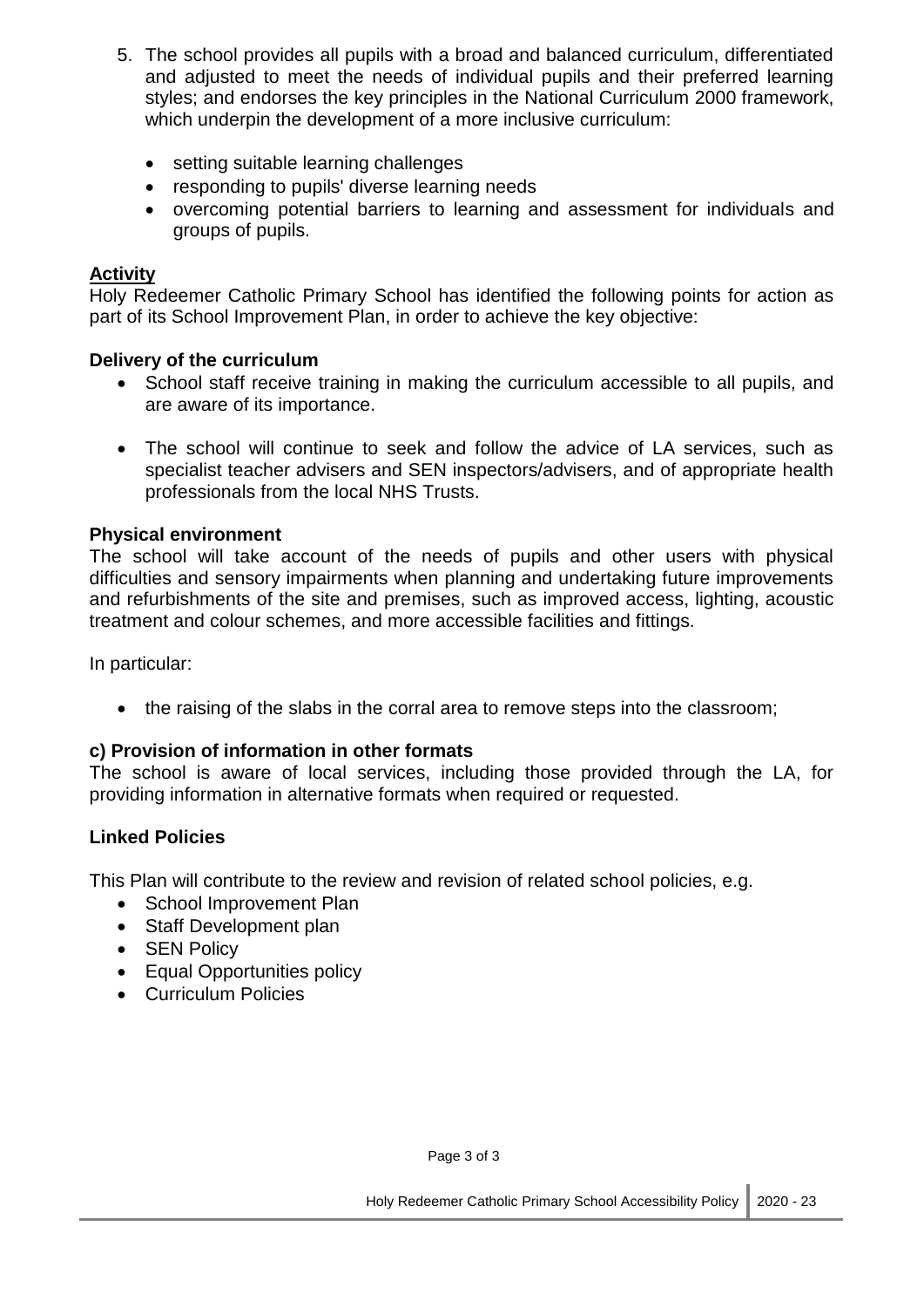5. The school provides all pupils with a broad and balanced curriculum, differentiated and adjusted to meet the needs of individual pupils and their preferred learning styles; and endorses the key principles in the National Curriculum 2000 framework, which underpin the development of a more inclusive curriculum:

    - setting suitable learning challenges
    - responding to pupils' diverse learning needs
    - overcoming potential barriers to learning and assessment for individuals and groups of pupils.

**Activity**

Holy Redeemer Catholic Primary School has identified the following points for action as part of its School Improvement Plan, in order to achieve the key objective:

**Delivery of the curriculum**

- School staff receive training in making the curriculum accessible to all pupils, and are aware of its importance.
- The school will continue to seek and follow the advice of LA services, such as specialist teacher advisers and SEN inspectors/advisers, and of appropriate health professionals from the local NHS Trusts.

**Physical environment**

The school will take account of the needs of pupils and other users with physical difficulties and sensory impairments when planning and undertaking future improvements and refurbishments of the site and premises, such as improved access, lighting, acoustic treatment and colour schemes, and more accessible facilities and fittings.

In particular:

- the raising of the slabs in the corral area to remove steps into the classroom;

**c) Provision of information in other formats**

The school is aware of local services, including those provided through the LA, for providing information in alternative formats when required or requested.

**Linked Policies**

This Plan will contribute to the review and revision of related school policies, e.g.

- School Improvement Plan
- Staff Development plan
- SEN Policy
- Equal Opportunities policy
- Curriculum Policies